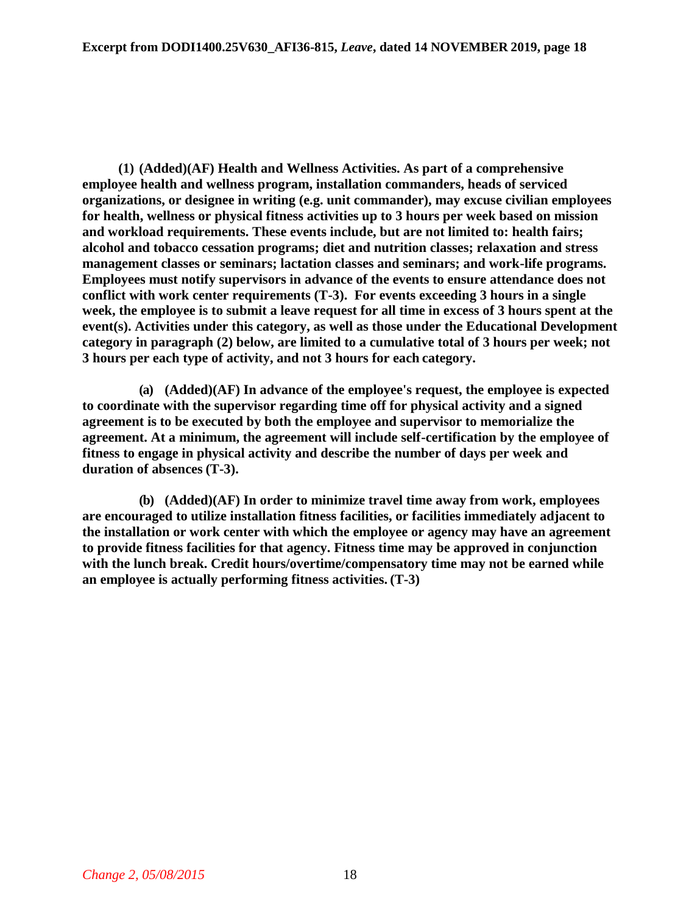**Excerpt from DODI1400.25V630_AFI36-815, *Leave*, dated 14 NOVEMBER 2019, page 18**

**(1) (Added)(AF) Health and Wellness Activities. As part of a comprehensive employee health and wellness program, installation commanders, heads of serviced organizations, or designee in writing (e.g. unit commander), may excuse civilian employees for health, wellness or physical fitness activities up to 3 hours per week based on mission and workload requirements. These events include, but are not limited to: health fairs; alcohol and tobacco cessation programs; diet and nutrition classes; relaxation and stress management classes or seminars; lactation classes and seminars; and work-life programs. Employees must notify supervisors in advance of the events to ensure attendance does not conflict with work center requirements (T-3). For events exceeding 3 hours in a single week, the employee is to submit a leave request for all time in excess of 3 hours spent at the event(s). Activities under this category, as well as those under the Educational Development category in paragraph (2) below, are limited to a cumulative total of 3 hours per week; not 3 hours per each type of activity, and not 3 hours for each category.**

**(a) (Added)(AF) In advance of the employee's request, the employee is expected to coordinate with the supervisor regarding time off for physical activity and a signed agreement is to be executed by both the employee and supervisor to memorialize the agreement. At a minimum, the agreement will include self-certification by the employee of fitness to engage in physical activity and describe the number of days per week and duration of absences (T-3).**

**(b) (Added)(AF) In order to minimize travel time away from work, employees are encouraged to utilize installation fitness facilities, or facilities immediately adjacent to the installation or work center with which the employee or agency may have an agreement to provide fitness facilities for that agency. Fitness time may be approved in conjunction with the lunch break. Credit hours/overtime/compensatory time may not be earned while an employee is actually performing fitness activities. (T-3)**

*Change 2, 05/08/2015*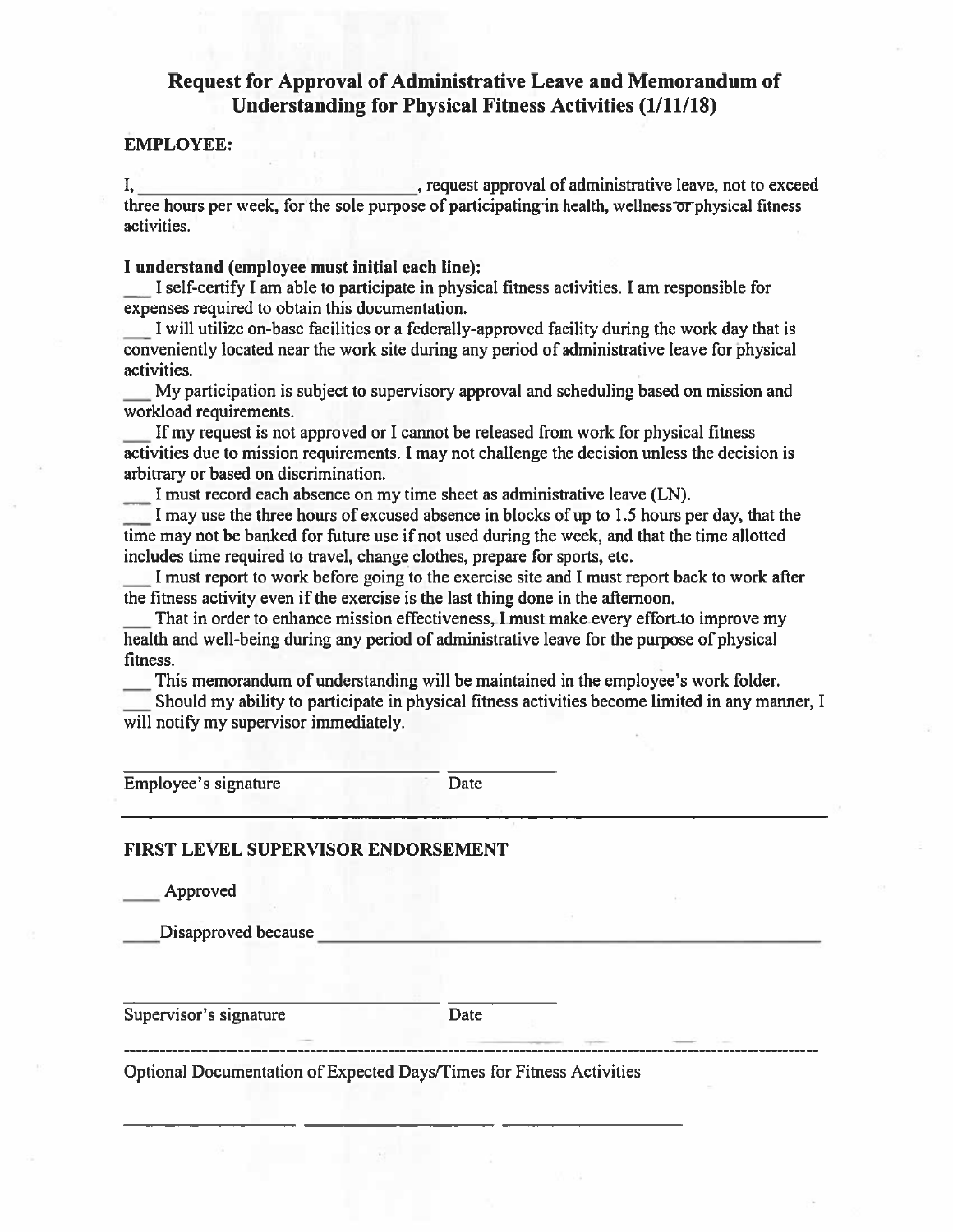## Request for Approval of Administrative Leave and Memorandum of Understanding for Physical Fitness Activities (1/11/18)

**EMPLOYEE:**

I, ______________________________, request approval of administrative leave, not to exceed three hours per week, for the sole purpose of participating in health, wellness or physical fitness activities.

**I understand (employee must initial each line):**

___ I self-certify I am able to participate in physical fitness activities. I am responsible for expenses required to obtain this documentation.

___ I will utilize on-base facilities or a federally-approved facility during the work day that is conveniently located near the work site during any period of administrative leave for physical activities.

___ My participation is subject to supervisory approval and scheduling based on mission and workload requirements.

___ If my request is not approved or I cannot be released from work for physical fitness activities due to mission requirements. I may not challenge the decision unless the decision is arbitrary or based on discrimination.

___ I must record each absence on my time sheet as administrative leave (LN).

___ I may use the three hours of excused absence in blocks of up to 1.5 hours per day, that the time may not be banked for future use if not used during the week, and that the time allotted includes time required to travel, change clothes, prepare for sports, etc.

___ I must report to work before going to the exercise site and I must report back to work after the fitness activity even if the exercise is the last thing done in the afternoon.

___ That in order to enhance mission effectiveness, I must make every effort to improve my health and well-being during any period of administrative leave for the purpose of physical fitness.

___ This memorandum of understanding will be maintained in the employee's work folder.

___ Should my ability to participate in physical fitness activities become limited in any manner, I will notify my supervisor immediately.

______________________________ ____________

Employee's signature Date

---

**FIRST LEVEL SUPERVISOR ENDORSEMENT**

____ Approved

____ Disapproved because ______________________________________________

______________________________ ____________

Supervisor's signature Date

---

Optional Documentation of Expected Days/Times for Fitness Activities

________________ ________________ ________________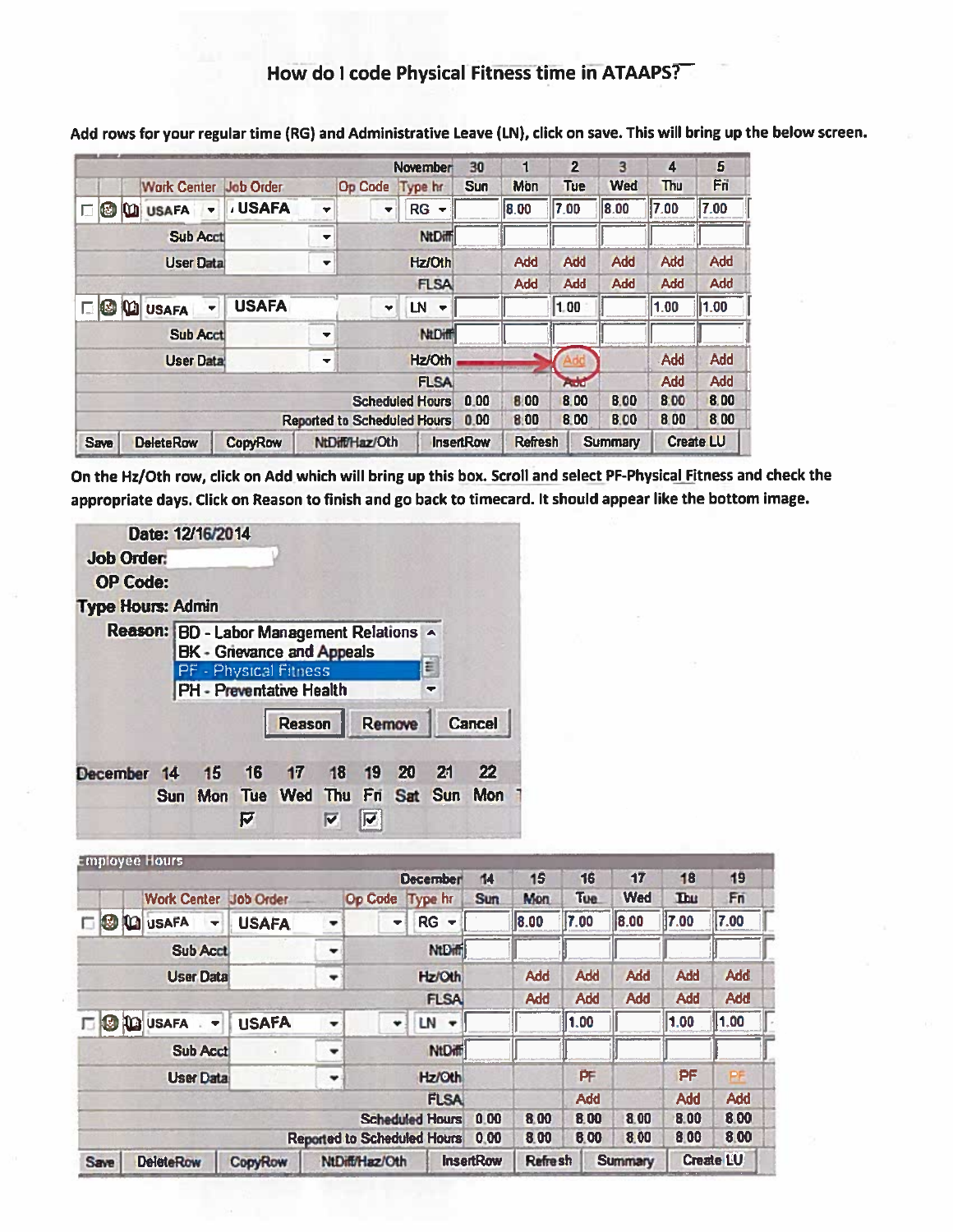# How do I code Physical Fitness time in ATAAPS?

Add rows for your regular time (RG) and Administrative Leave (LN), click on save. This will bring up the below screen.

| | Work Center | Job Order | Op Code | Type hr | November | 30 Sun | 1 Mon | 2 Tue | 3 Wed | 4 Thu | 5 Fri |
|---|---|---|---|---|---|---|---|---|---|---|---|
| | USAFA | USAFA | | RG | | | 8.00 | 7.00 | 8.00 | 7.00 | 7.00 |
| | Sub Acct | | | | NtDiff | | | | | | |
| | User Data | | | | Hz/Oth | | Add | Add | Add | Add | Add |
| | | | | | FLSA | | Add | Add | Add | Add | Add |
| | USAFA | USAFA | | LN | | | | 1.00 | | 1.00 | 1.00 |
| | Sub Acct | | | | NtDiff | | | | | | |
| | User Data | | | | Hz/Oth | | | Add | | Add | Add |
| | | | | | FLSA | | | Add | | Add | Add |
| | | | | | Scheduled Hours | 0.00 | 8.00 | 8.00 | 8.00 | 8.00 | 8.00 |
| | | | | | Reported to Scheduled Hours | 0.00 | 8.00 | 8.00 | 8.00 | 8.00 | 8.00 |

Save | DeleteRow | CopyRow | NtDiff/Haz/Oth | InsertRow | Refresh | Summary | Create LU

On the Hz/Oth row, click on Add which will bring up this box. Scroll and select PF-Physical Fitness and check the appropriate days. Click on Reason to finish and go back to timecard. It should appear like the bottom image.

Date: 12/16/2014
Job Order:
OP Code:
Type Hours: Admin
Reason:
- BD - Labor Management Relations
- BK - Grievance and Appeals
- PF - Physical Fitness
- PH - Preventative Health

Reason | Remove | Cancel

| December | 14 | 15 | 16 | 17 | 18 | 19 | 20 | 21 | 22 |
|---|---|---|---|---|---|---|---|---|---|
| | Sun | Mon | Tue | Wed | Thu | Fri | Sat | Sun | Mon |
| | | | ☑ | | ☑ | ☑ | | | |

Employee Hours

| | Work Center | Job Order | Op Code | Type hr | December | 14 Sun | 15 Mon | 16 Tue | 17 Wed | 18 Thu | 19 Fri |
|---|---|---|---|---|---|---|---|---|---|---|---|
| | USAFA | USAFA | | RG | | | 8.00 | 7.00 | 8.00 | 7.00 | 7.00 |
| | Sub Acct | | | | NtDiff | | | | | | |
| | User Data | | | | Hz/Oth | | Add | Add | Add | Add | Add |
| | | | | | FLSA | | Add | Add | Add | Add | Add |
| | USAFA | USAFA | | LN | | | | 1.00 | | 1.00 | 1.00 |
| | Sub Acct | | | | NtDiff | | | | | | |
| | User Data | | | | Hz/Oth | | | PF | | PF | PF |
| | | | | | FLSA | | | Add | | Add | Add |
| | | | | | Scheduled Hours | 0.00 | 8.00 | 8.00 | 8.00 | 8.00 | 8.00 |
| | | | | | Reported to Scheduled Hours | 0.00 | 8.00 | 8.00 | 8.00 | 8.00 | 8.00 |

Save | DeleteRow | CopyRow | NtDiff/Haz/Oth | InsertRow | Refresh | Summary | Create LU